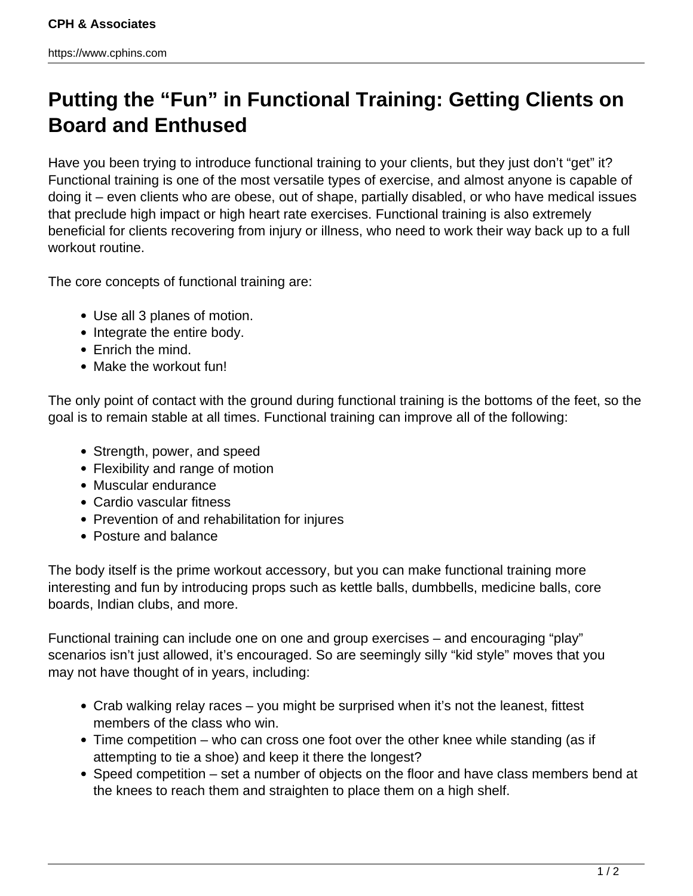# Putting the "Fun" in Functional Training: Getting Clients on Board and Enthused

Have you been trying to introduce functional training to your clients, but they just don't "get" it? Functional training is one of the most versatile types of exercise, and almost anyone is capable of doing it – even clients who are obese, out of shape, partially disabled, or who have medical issues that preclude high impact or high heart rate exercises. Functional training is also extremely beneficial for clients recovering from injury or illness, who need to work their way back up to a full workout routine.

The core concepts of functional training are:

- Use all 3 planes of motion.
- Integrate the entire body.
- Enrich the mind.
- Make the workout fun!

The only point of contact with the ground during functional training is the bottoms of the feet, so the goal is to remain stable at all times. Functional training can improve all of the following:

- Strength, power, and speed
- Flexibility and range of motion
- Muscular endurance
- Cardio vascular fitness
- Prevention of and rehabilitation for injures
- Posture and balance

The body itself is the prime workout accessory, but you can make functional training more interesting and fun by introducing props such as kettle balls, dumbbells, medicine balls, core boards, Indian clubs, and more.

Functional training can include one on one and group exercises – and encouraging "play" scenarios isn't just allowed, it's encouraged. So are seemingly silly "kid style" moves that you may not have thought of in years, including:

- Crab walking relay races – you might be surprised when it's not the leanest, fittest members of the class who win.
- Time competition – who can cross one foot over the other knee while standing (as if attempting to tie a shoe) and keep it there the longest?
- Speed competition – set a number of objects on the floor and have class members bend at the knees to reach them and straighten to place them on a high shelf.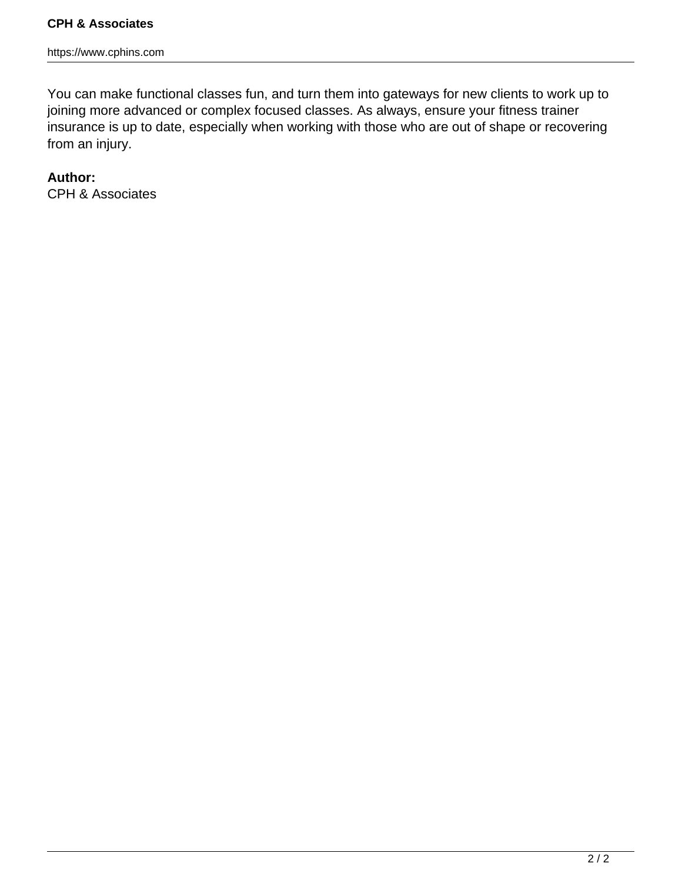You can make functional classes fun, and turn them into gateways for new clients to work up to joining more advanced or complex focused classes. As always, ensure your fitness trainer insurance is up to date, especially when working with those who are out of shape or recovering from an injury.

**Author:**
CPH & Associates